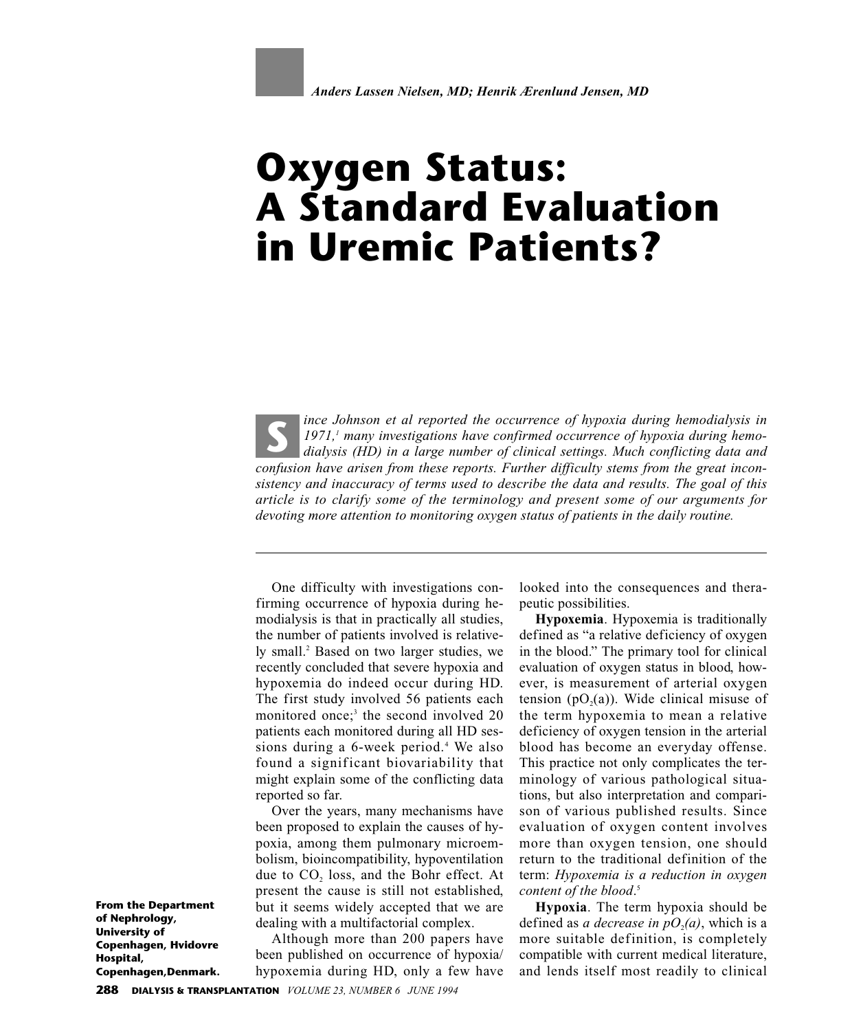*Anders Lassen Nielsen, MD; Henrik Ærenlund Jensen, MD*

# Oxygen Status: A Standard Evaluation in Uremic Patients?

*Since Johnson et al reported the occurrence of hypoxia during hemodialysis in 1971,[1] many investigations have confirmed occurrence of hypoxia during hemodialysis (HD) in a large number of clinical settings. Much conflicting data and confusion have arisen from these reports. Further difficulty stems from the great inconsistency and inaccuracy of terms used to describe the data and results. The goal of this article is to clarify some of the terminology and present some of our arguments for devoting more attention to monitoring oxygen status of patients in the daily routine.*

**From the Department of Nephrology, University of Copenhagen, Hvidovre Hospital, Copenhagen, Denmark.**

One difficulty with investigations confirming occurrence of hypoxia during hemodialysis is that in practically all studies, the number of patients involved is relatively small.[2] Based on two larger studies, we recently concluded that severe hypoxia and hypoxemia do indeed occur during HD. The first study involved 56 patients each monitored once;[3] the second involved 20 patients each monitored during all HD sessions during a 6-week period.[4] We also found a significant biovariability that might explain some of the conflicting data reported so far.

Over the years, many mechanisms have been proposed to explain the causes of hypoxia, among them pulmonary microembolism, bioincompatibility, hypoventilation due to $CO_2$ loss, and the Bohr effect. At present the cause is still not established, but it seems widely accepted that we are dealing with a multifactorial complex.

Although more than 200 papers have been published on occurrence of hypoxia/hypoxemia during HD, only a few have looked into the consequences and therapeutic possibilities.

**Hypoxemia**. Hypoxemia is traditionally defined as "a relative deficiency of oxygen in the blood." The primary tool for clinical evaluation of oxygen status in blood, however, is measurement of arterial oxygen tension ($pO_2(a)$). Wide clinical misuse of the term hypoxemia to mean a relative deficiency of oxygen tension in the arterial blood has become an everyday offense. This practice not only complicates the terminology of various pathological situations, but also interpretation and comparison of various published results. Since evaluation of oxygen content involves more than oxygen tension, one should return to the traditional definition of the term: *Hypoxemia is a reduction in oxygen content of the blood*.[5]

**Hypoxia**. The term hypoxia should be defined as *a decrease in $pO_2(a)$*, which is a more suitable definition, is completely compatible with current medical literature, and lends itself most readily to clinical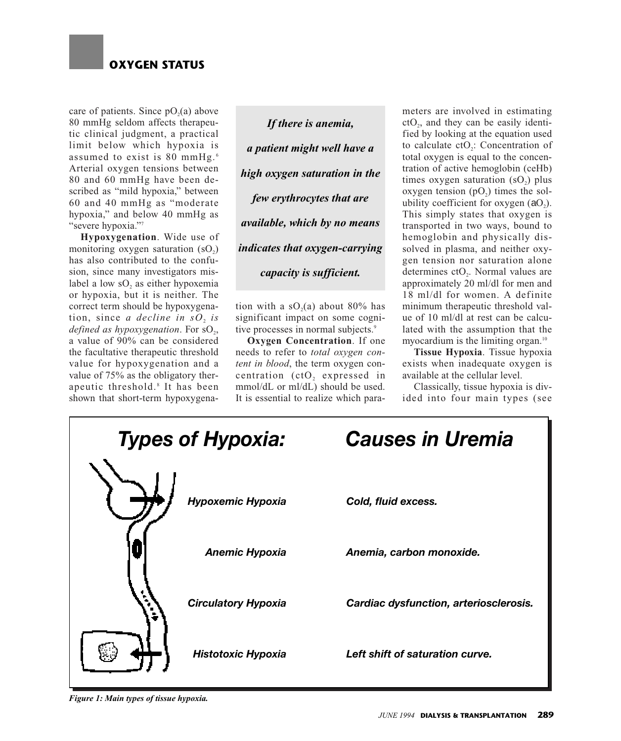care of patients. Since $pO_2(a)$ above 80 mmHg seldom affects therapeutic clinical judgment, a practical limit below which hypoxia is assumed to exist is 80 mmHg.[6] Arterial oxygen tensions between 80 and 60 mmHg have been described as "mild hypoxia," between 60 and 40 mmHg as "moderate hypoxia," and below 40 mmHg as "severe hypoxia."[7]

**Hypoxygenation**. Wide use of monitoring oxygen saturation ($sO_2$) has also contributed to the confusion, since many investigators mislabel a low $sO_2$ as either hypoxemia or hypoxia, but it is neither. The correct term should be hypoxygenation, since *a decline in $sO_2$ is defined as hypoxygenation*. For $sO_2$, a value of 90% can be considered the facultative therapeutic threshold value for hypoxygenation and a value of 75% as the obligatory therapeutic threshold.[8] It has been shown that short-term hypoxygenation with a $sO_2(a)$ about 80% has significant impact on some cognitive processes in normal subjects.[9]

***If there is anemia, a patient might well have a high oxygen saturation in the few erythrocytes that are available, which by no means indicates that oxygen-carrying capacity is sufficient.***

**Oxygen Concentration**. If one needs to refer to *total oxygen content in blood*, the term oxygen concentration ($ctO_2$ expressed in mmol/dL or ml/dL) should be used. It is essential to realize which parameters are involved in estimating $ctO_2$, and they can be easily identified by looking at the equation used to calculate $ctO_2$: Concentration of total oxygen is equal to the concentration of active hemoglobin (ceHb) times oxygen saturation ($sO_2$) plus oxygen tension ($pO_2$) times the solubility coefficient for oxygen ($aO_2$). This simply states that oxygen is transported in two ways, bound to hemoglobin and physically dissolved in plasma, and neither oxygen tension nor saturation alone determines $ctO_2$. Normal values are approximately 20 ml/dl for men and 18 ml/dl for women. A definite minimum therapeutic threshold value of 10 ml/dl at rest can be calculated with the assumption that the myocardium is the limiting organ.[10]

**Tissue Hypoxia**. Tissue hypoxia exists when inadequate oxygen is available at the cellular level.

Classically, tissue hypoxia is divided into four main types (see

| Types of Hypoxia: | Causes in Uremia |
|---|---|
| Hypoxemic Hypoxia | Cold, fluid excess. |
| Anemic Hypoxia | Anemia, carbon monoxide. |
| Circulatory Hypoxia | Cardiac dysfunction, arteriosclerosis. |
| Histotoxic Hypoxia | Left shift of saturation curve. |

*Figure 1: Main types of tissue hypoxia.*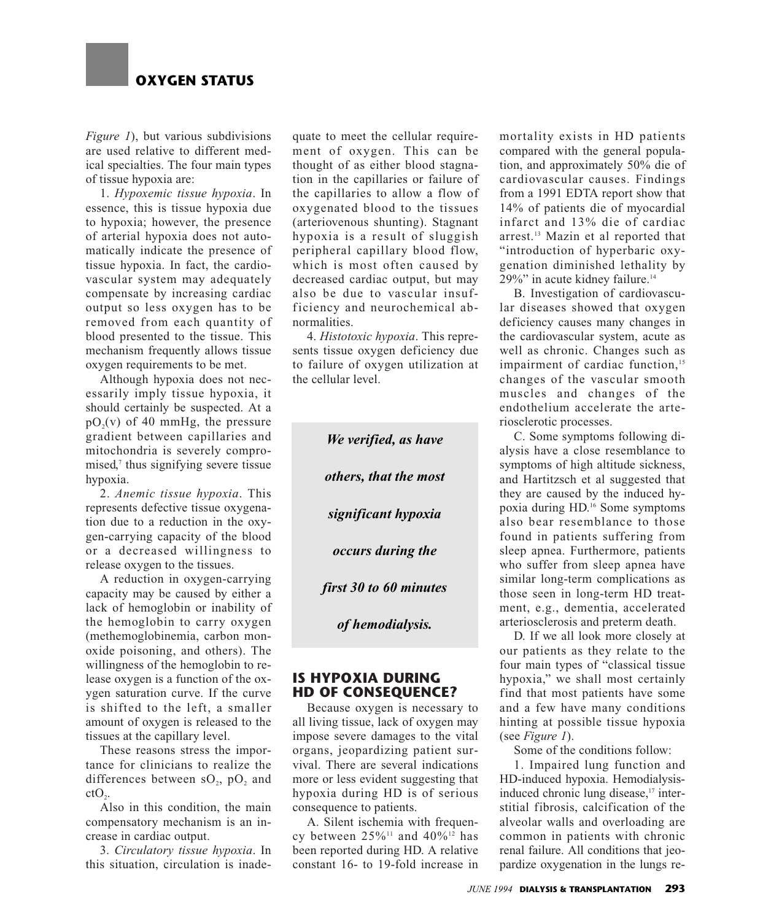*Figure 1*), but various subdivisions are used relative to different medical specialties. The four main types of tissue hypoxia are:

1. *Hypoxemic tissue hypoxia*. In essence, this is tissue hypoxia due to hypoxia; however, the presence of arterial hypoxia does not automatically indicate the presence of tissue hypoxia. In fact, the cardiovascular system may adequately compensate by increasing cardiac output so less oxygen has to be removed from each quantity of blood presented to the tissue. This mechanism frequently allows tissue oxygen requirements to be met.

Although hypoxia does not necessarily imply tissue hypoxia, it should certainly be suspected. At a $pO_2(v)$ of 40 mmHg, the pressure gradient between capillaries and mitochondria is severely compromised,[7] thus signifying severe tissue hypoxia.

2. *Anemic tissue hypoxia*. This represents defective tissue oxygenation due to a reduction in the oxygen-carrying capacity of the blood or a decreased willingness to release oxygen to the tissues.

A reduction in oxygen-carrying capacity may be caused by either a lack of hemoglobin or inability of the hemoglobin to carry oxygen (methemoglobinemia, carbon monoxide poisoning, and others). The willingness of the hemoglobin to release oxygen is a function of the oxygen saturation curve. If the curve is shifted to the left, a smaller amount of oxygen is released to the tissues at the capillary level.

These reasons stress the importance for clinicians to realize the differences between $sO_2$, $pO_2$ and $ctO_2$.

Also in this condition, the main compensatory mechanism is an increase in cardiac output.

3. *Circulatory tissue hypoxia*. In this situation, circulation is inadequate to meet the cellular requirement of oxygen. This can be thought of as either blood stagnation in the capillaries or failure of the capillaries to allow a flow of oxygenated blood to the tissues (arteriovenous shunting). Stagnant hypoxia is a result of sluggish peripheral capillary blood flow, which is most often caused by decreased cardiac output, but may also be due to vascular insufficiency and neurochemical abnormalities.

4. *Histotoxic hypoxia*. This represents tissue oxygen deficiency due to failure of oxygen utilization at the cellular level.

> ***We verified, as have others, that the most significant hypoxia occurs during the first 30 to 60 minutes of hemodialysis.***

## IS HYPOXIA DURING HD OF CONSEQUENCE?

Because oxygen is necessary to all living tissue, lack of oxygen may impose severe damages to the vital organs, jeopardizing patient survival. There are several indications more or less evident suggesting that hypoxia during HD is of serious consequence to patients.

A. Silent ischemia with frequency between 25%[11] and 40%[12] has been reported during HD. A relative constant 16- to 19-fold increase in mortality exists in HD patients compared with the general population, and approximately 50% die of cardiovascular causes. Findings from a 1991 EDTA report show that 14% of patients die of myocardial infarct and 13% die of cardiac arrest.[13] Mazin et al reported that "introduction of hyperbaric oxygenation diminished lethality by 29%" in acute kidney failure.[14]

B. Investigation of cardiovascular diseases showed that oxygen deficiency causes many changes in the cardiovascular system, acute as well as chronic. Changes such as impairment of cardiac function,[15] changes of the vascular smooth muscles and changes of the endothelium accelerate the arteriosclerotic processes.

C. Some symptoms following dialysis have a close resemblance to symptoms of high altitude sickness, and Hartitzsch et al suggested that they are caused by the induced hypoxia during HD.[16] Some symptoms also bear resemblance to those found in patients suffering from sleep apnea. Furthermore, patients who suffer from sleep apnea have similar long-term complications as those seen in long-term HD treatment, e.g., dementia, accelerated arteriosclerosis and preterm death.

D. If we all look more closely at our patients as they relate to the four main types of "classical tissue hypoxia," we shall most certainly find that most patients have some and a few have many conditions hinting at possible tissue hypoxia (see *Figure 1*).

Some of the conditions follow:

1. Impaired lung function and HD-induced hypoxia. Hemodialysis-induced chronic lung disease,[17] interstitial fibrosis, calcification of the alveolar walls and overloading are common in patients with chronic renal failure. All conditions that jeopardize oxygenation in the lungs re-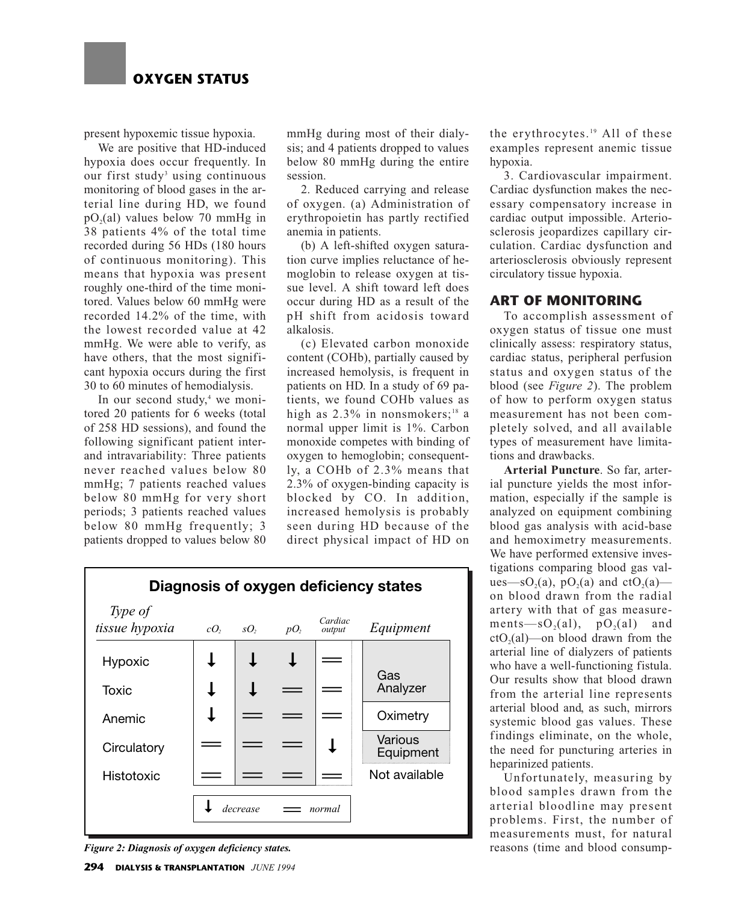present hypoxemic tissue hypoxia.

We are positive that HD-induced hypoxia does occur frequently. In our first study[3] using continuous monitoring of blood gases in the arterial line during HD, we found $pO_2$(al) values below 70 mmHg in 38 patients 4% of the total time recorded during 56 HDs (180 hours of continuous monitoring). This means that hypoxia was present roughly one-third of the time monitored. Values below 60 mmHg were recorded 14.2% of the time, with the lowest recorded value at 42 mmHg. We were able to verify, as have others, that the most significant hypoxia occurs during the first 30 to 60 minutes of hemodialysis.

In our second study,[4] we monitored 20 patients for 6 weeks (total of 258 HD sessions), and found the following significant patient inter- and intravariability: Three patients never reached values below 80 mmHg; 7 patients reached values below 80 mmHg for very short periods; 3 patients reached values below 80 mmHg frequently; 3 patients dropped to values below 80 mmHg during most of their dialysis; and 4 patients dropped to values below 80 mmHg during the entire session.

2. Reduced carrying and release of oxygen. (a) Administration of erythropoietin has partly rectified anemia in patients.

(b) A left-shifted oxygen saturation curve implies reluctance of hemoglobin to release oxygen at tissue level. A shift toward left does occur during HD as a result of the pH shift from acidosis toward alkalosis.

(c) Elevated carbon monoxide content (COHb), partially caused by increased hemolysis, is frequent in patients on HD. In a study of 69 patients, we found COHb values as high as 2.3% in nonsmokers;[18] a normal upper limit is 1%. Carbon monoxide competes with binding of oxygen to hemoglobin; consequently, a COHb of 2.3% means that 2.3% of oxygen-binding capacity is blocked by CO. In addition, increased hemolysis is probably seen during HD because of the direct physical impact of HD on the erythrocytes.[19] All of these examples represent anemic tissue hypoxia.

3. Cardiovascular impairment. Cardiac dysfunction makes the necessary compensatory increase in cardiac output impossible. Arteriosclerosis jeopardizes capillary circulation. Cardiac dysfunction and arteriosclerosis obviously represent circulatory tissue hypoxia.

## ART OF MONITORING

To accomplish assessment of oxygen status of tissue one must clinically assess: respiratory status, cardiac status, peripheral perfusion status and oxygen status of the blood (see *Figure 2*). The problem of how to perform oxygen status measurement has not been completely solved, and all available types of measurement have limitations and drawbacks.

**Arterial Puncture**. So far, arterial puncture yields the most information, especially if the sample is analyzed on equipment combining blood gas analysis with acid-base and hemoximetry measurements. We have performed extensive investigations comparing blood gas values—$sO_2$(a), $pO_2$(a) and $ctO_2$(a)—on blood drawn from the radial artery with that of gas measurements—$sO_2$(al), $pO_2$(al) and $ctO_2$(al)—on blood drawn from the arterial line of dialyzers of patients who have a well-functioning fistula. Our results show that blood drawn from the arterial line represents arterial blood and, as such, mirrors systemic blood gas values. These findings eliminate, on the whole, the need for puncturing arteries in heparinized patients.

Unfortunately, measuring by blood samples drawn from the arterial bloodline may present problems. First, the number of measurements must, for natural reasons (time and blood consump-

**Diagnosis of oxygen deficiency states**

| *Type of tissue hypoxia* | $cO_2$ | $sO_2$ | $pO_2$ | *Cardiac output* | *Equipment* |
|---|---|---|---|---|---|
| Hypoxic | ↓ | ↓ | ↓ | = | Gas Analyzer |
| Toxic | ↓ | ↓ | = | = | Gas Analyzer |
| Anemic | ↓ | = | = | = | Oximetry |
| Circulatory | = | = | = | ↓ | Various Equipment |
| Histotoxic | = | = | = | = | Not available |

↓ *decrease* = *normal*

*Figure 2: Diagnosis of oxygen deficiency states.*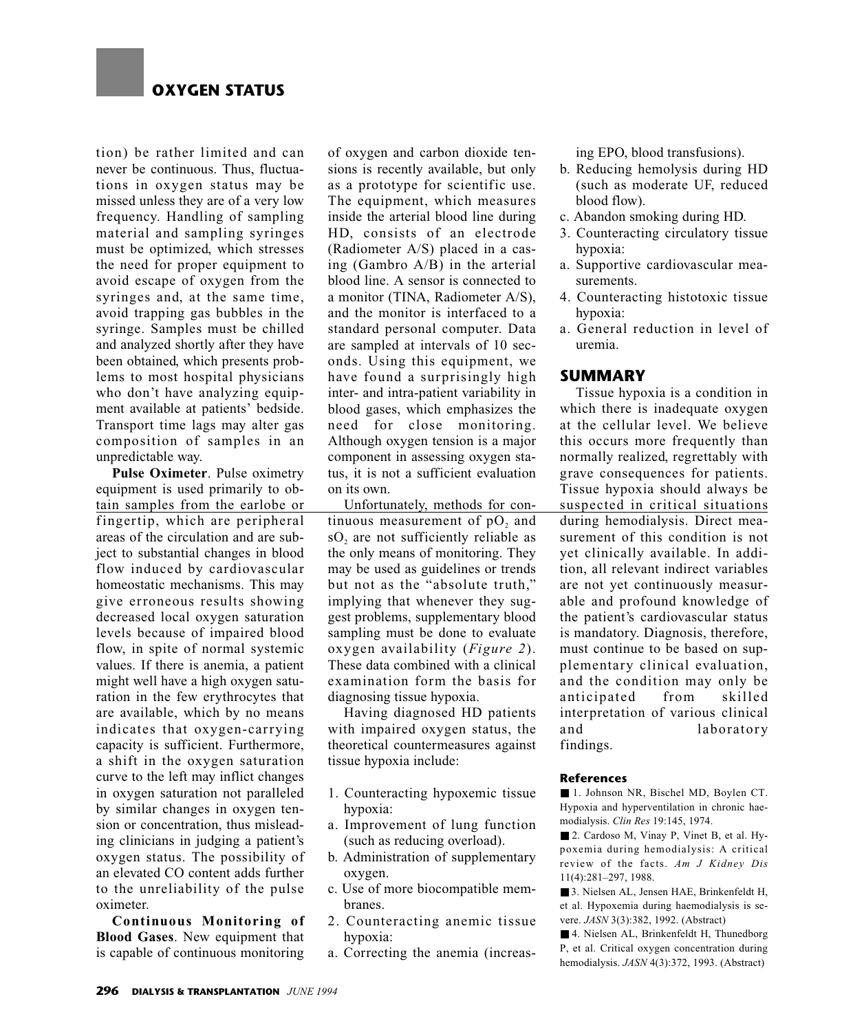tion) be rather limited and can never be continuous. Thus, fluctuations in oxygen status may be missed unless they are of a very low frequency. Handling of sampling material and sampling syringes must be optimized, which stresses the need for proper equipment to avoid escape of oxygen from the syringes and, at the same time, avoid trapping gas bubbles in the syringe. Samples must be chilled and analyzed shortly after they have been obtained, which presents problems to most hospital physicians who don't have analyzing equipment available at patients' bedside. Transport time lags may alter gas composition of samples in an unpredictable way.

**Pulse Oximeter**. Pulse oximetry equipment is used primarily to obtain samples from the earlobe or fingertip, which are peripheral areas of the circulation and are subject to substantial changes in blood flow induced by cardiovascular homeostatic mechanisms. This may give erroneous results showing decreased local oxygen saturation levels because of impaired blood flow, in spite of normal systemic values. If there is anemia, a patient might well have a high oxygen saturation in the few erythrocytes that are available, which by no means indicates that oxygen-carrying capacity is sufficient. Furthermore, a shift in the oxygen saturation curve to the left may inflict changes in oxygen saturation not paralleled by similar changes in oxygen tension or concentration, thus misleading clinicians in judging a patient's oxygen status. The possibility of an elevated CO content adds further to the unreliability of the pulse oximeter.

**Continuous Monitoring of Blood Gases**. New equipment that is capable of continuous monitoring of oxygen and carbon dioxide tensions is recently available, but only as a prototype for scientific use. The equipment, which measures inside the arterial blood line during HD, consists of an electrode (Radiometer A/S) placed in a casing (Gambro A/B) in the arterial blood line. A sensor is connected to a monitor (TINA, Radiometer A/S), and the monitor is interfaced to a standard personal computer. Data are sampled at intervals of 10 seconds. Using this equipment, we have found a surprisingly high inter- and intra-patient variability in blood gases, which emphasizes the need for close monitoring. Although oxygen tension is a major component in assessing oxygen status, it is not a sufficient evaluation on its own.

Unfortunately, methods for continuous measurement of $pO_2$ and $sO_2$ are not sufficiently reliable as the only means of monitoring. They may be used as guidelines or trends but not as the "absolute truth," implying that whenever they suggest problems, supplementary blood sampling must be done to evaluate oxygen availability (*Figure 2*). These data combined with a clinical examination form the basis for diagnosing tissue hypoxia.

Having diagnosed HD patients with impaired oxygen status, the theoretical countermeasures against tissue hypoxia include:

1. Counteracting hypoxemic tissue hypoxia:
   a. Improvement of lung function (such as reducing overload).
   b. Administration of supplementary oxygen.
   c. Use of more biocompatible membranes.
2. Counteracting anemic tissue hypoxia:
   a. Correcting the anemia (increasing EPO, blood transfusions).
   b. Reducing hemolysis during HD (such as moderate UF, reduced blood flow).
   c. Abandon smoking during HD.
3. Counteracting circulatory tissue hypoxia:
   a. Supportive cardiovascular measurements.
4. Counteracting histotoxic tissue hypoxia:
   a. General reduction in level of uremia.

## SUMMARY

Tissue hypoxia is a condition in which there is inadequate oxygen at the cellular level. We believe this occurs more frequently than normally realized, regrettably with grave consequences for patients. Tissue hypoxia should always be suspected in critical situations during hemodialysis. Direct measurement of this condition is not yet clinically available. In addition, all relevant indirect variables are not yet continuously measurable and profound knowledge of the patient's cardiovascular status is mandatory. Diagnosis, therefore, must continue to be based on supplementary clinical evaluation, and the condition may only be anticipated from skilled interpretation of various clinical and laboratory findings.

### References

1. Johnson NR, Bischel MD, Boylen CT. Hypoxia and hyperventilation in chronic haemodialysis. *Clin Res* 19:145, 1974.
2. Cardoso M, Vinay P, Vinet B, et al. Hypoxemia during hemodialysis: A critical review of the facts. *Am J Kidney Dis* 11(4):281–297, 1988.
3. Nielsen AL, Jensen HAE, Brinkenfeldt H, et al. Hypoxemia during haemodialysis is severe. *JASN* 3(3):382, 1992. (Abstract)
4. Nielsen AL, Brinkenfeldt H, Thunedborg P, et al. Critical oxygen concentration during hemodialysis. *JASN* 4(3):372, 1993. (Abstract)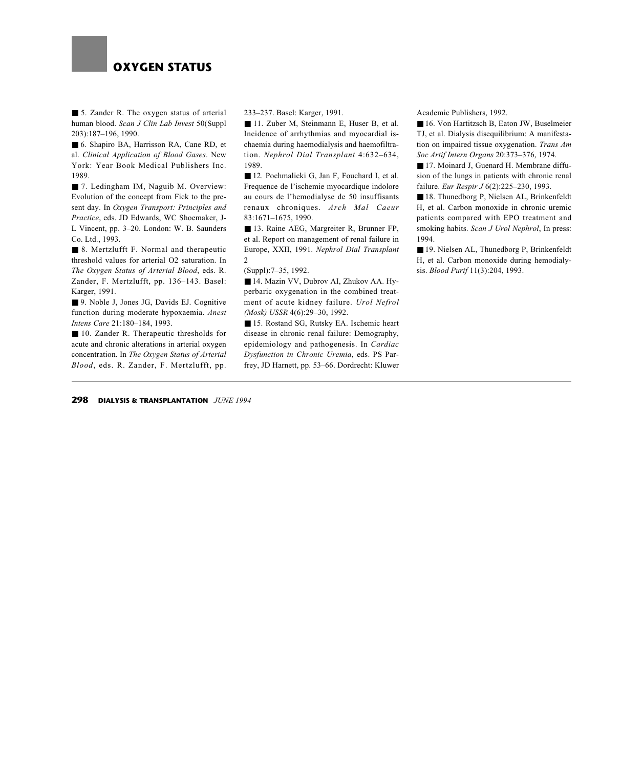■ 5. Zander R. The oxygen status of arterial human blood. *Scan J Clin Lab Invest* 50(Suppl 203):187–196, 1990.

■ 6. Shapiro BA, Harrisson RA, Cane RD, et al. *Clinical Application of Blood Gases*. New York: Year Book Medical Publishers Inc. 1989.

■ 7. Ledingham IM, Naguib M. Overview: Evolution of the concept from Fick to the present day. In *Oxygen Transport: Principles and Practice*, eds. JD Edwards, WC Shoemaker, J-L Vincent, pp. 3–20. London: W. B. Saunders Co. Ltd., 1993.

■ 8. Mertzlufft F. Normal and therapeutic threshold values for arterial O2 saturation. In *The Oxygen Status of Arterial Blood*, eds. R. Zander, F. Mertzlufft, pp. 136–143. Basel: Karger, 1991.

■ 9. Noble J, Jones JG, Davids EJ. Cognitive function during moderate hypoxaemia. *Anest Intens Care* 21:180–184, 1993.

■ 10. Zander R. Therapeutic thresholds for acute and chronic alterations in arterial oxygen concentration. In *The Oxygen Status of Arterial Blood*, eds. R. Zander, F. Mertzlufft, pp. 233–237. Basel: Karger, 1991.

■ 11. Zuber M, Steinmann E, Huser B, et al. Incidence of arrhythmias and myocardial ischaemia during haemodialysis and haemofiltration. *Nephrol Dial Transplant* 4:632–634, 1989.

■ 12. Pochmalicki G, Jan F, Fouchard I, et al. Frequence de l'ischemie myocardique indolore au cours de l'hemodialyse de 50 insuffisants renaux chroniques. *Arch Mal Caeur* 83:1671–1675, 1990.

■ 13. Raine AEG, Margreiter R, Brunner FP, et al. Report on management of renal failure in Europe, XXII, 1991. *Nephrol Dial Transplant* 2 (Suppl):7–35, 1992.

■ 14. Mazin VV, Dubrov AI, Zhukov AA. Hyperbaric oxygenation in the combined treatment of acute kidney failure. *Urol Nefrol (Mosk) USSR* 4(6):29–30, 1992.

■ 15. Rostand SG, Rutsky EA. Ischemic heart disease in chronic renal failure: Demography, epidemiology and pathogenesis. In *Cardiac Dysfunction in Chronic Uremia*, eds. PS Parfrey, JD Harnett, pp. 53–66. Dordrecht: Kluwer Academic Publishers, 1992.

■ 16. Von Hartitzsch B, Eaton JW, Buselmeier TJ, et al. Dialysis disequilibrium: A manifestation on impaired tissue oxygenation. *Trans Am Soc Artif Intern Organs* 20:373–376, 1974.

■ 17. Moinard J, Guenard H. Membrane diffusion of the lungs in patients with chronic renal failure. *Eur Respir J* 6(2):225–230, 1993.

■ 18. Thunedborg P, Nielsen AL, Brinkenfeldt H, et al. Carbon monoxide in chronic uremic patients compared with EPO treatment and smoking habits. *Scan J Urol Nephrol*, In press: 1994.

■ 19. Nielsen AL, Thunedborg P, Brinkenfeldt H, et al. Carbon monoxide during hemodialysis. *Blood Purif* 11(3):204, 1993.